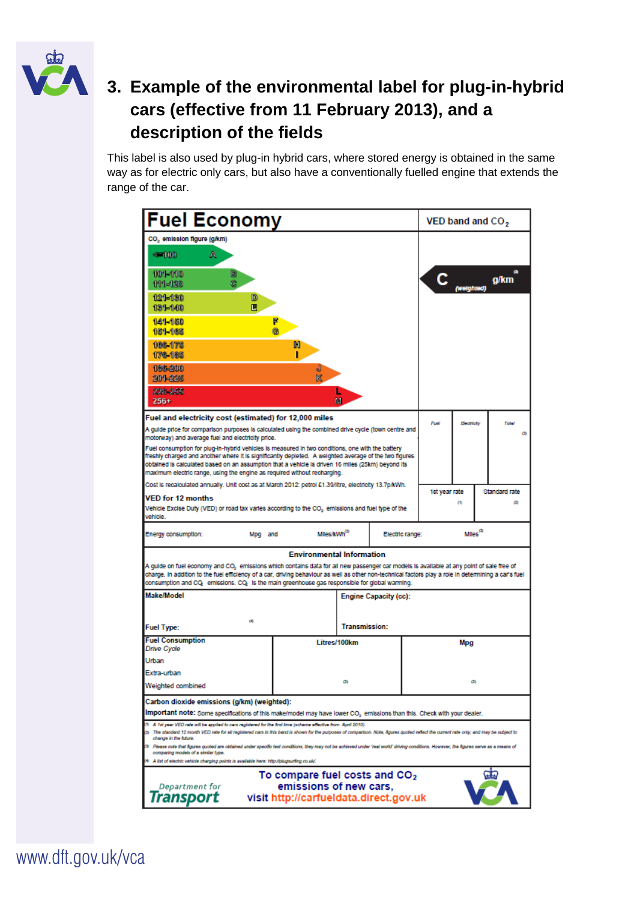## 3. Example of the environmental label for plug-in-hybrid cars (effective from 11 February 2013), and a description of the fields

This label is also used by plug-in hybrid cars, where stored energy is obtained in the same way as for electric only cars, but also have a conventionally fuelled engine that extends the range of the car.

# Fuel Economy

**VED band and $CO_2$**

$CO_2$ emission figure (g/km)

| Range | Band |
|---|---|
| <=100 | A |
| 101-110 | B |
| 111-120 | C |
| 121-130 | D |
| 131-140 | E |
| 141-150 | F |
| 151-165 | G |
| 166-175 | H |
| 176-185 | I |
| 186-200 | J |
| 201-225 | K |
| 226-255 | L |
| 256+ | M |

**C** (weighted) g/km (3)

**Fuel and electricity cost (estimated) for 12,000 miles**

A guide price for comparison purposes is calculated using the combined drive cycle (town centre and motorway) and average fuel and electricity price.

Fuel consumption for plug-in-hybrid vehicles is measured in two conditions, one with the battery freshly charged and another where it is significantly depleted. A weighted average of the two figures obtained is calculated based on an assumption that a vehicle is driven 16 miles (25km) beyond its maximum electric range, using the engine as required without recharging.

Cost is recalculated annually. Unit cost as at March 2012: petrol £1.39/litre, electricity 13.7p/kWh.

| Fuel | Electricity | Total (3) |
|---|---|---|
| | | |

**VED for 12 months**

Vehicle Excise Duty (VED) or road tax varies according to the $CO_2$ emissions and fuel type of the vehicle.

| 1st year rate (1) | Standard rate (2) |
|---|---|
| | |

Energy consumption: Mpg and Miles/kWh[3] Electric range: Miles[3]

**Environmental Information**

A guide on fuel economy and $CO_2$ emissions which contains data for all new passenger car models is available at any point of sale free of charge. In addition to the fuel efficiency of a car, driving behaviour as well as other non-technical factors play a role in determining a car's fuel consumption and $CO_2$ emissions. $CO_2$ is the main greenhouse gas responsible for global warming.

| **Make/Model** | **Engine Capacity (cc):** |
|---|---|
| **Fuel Type:** (4) | **Transmission:** |

| **Fuel Consumption** *Drive Cycle* | **Litres/100km** | **Mpg** |
|---|---|---|
| Urban | | |
| Extra-urban | | |
| Weighted combined | (3) | (3) |

**Carbon dioxide emissions (g/km) (weighted):**

**Important note:** Some specifications of this make/model may have lower $CO_2$ emissions than this. Check with your dealer.

(1) *A 1st year VED rate will be applied to cars registered for the first time (scheme effective from April 2010).*
(2) *The standard 12 month VED rate for all registered cars in this band is shown for the purposes of comparison. Note, figures quoted reflect the current rate only, and may be subject to change in the future.*
(3) *Please note that figures quoted are obtained under specific test conditions, they may not be achieved under 'real world' driving conditions. However, the figures serve as a means of comparing models of a similar type.*
(4) *A list of electric vehicle charging points is available here: http://plugsurfing.co.uk/.*

Department for Transport

To compare fuel costs and $CO_2$ emissions of new cars, visit http://carfueldata.direct.gov.uk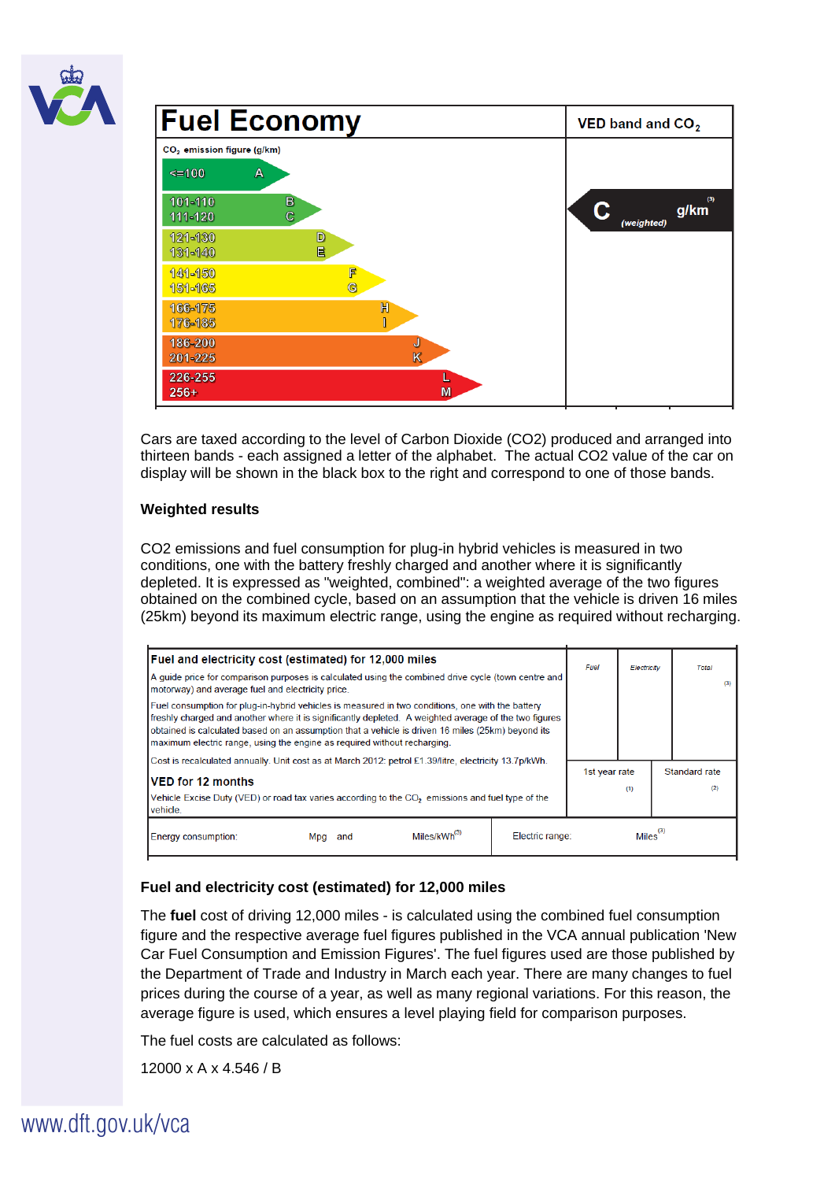| Fuel Economy | VED band and $CO_2$ |
| --- | --- |
| $CO_2$ emission figure (g/km) | |
| <=100 A | |
| 101-110 B | |
| 111-120 C | C (weighted) g/km (3) |
| 121-130 D | |
| 131-140 E | |
| 141-150 F | |
| 151-165 G | |
| 166-175 H | |
| 176-185 I | |
| 186-200 J | |
| 201-225 K | |
| 226-255 L | |
| 256+ M | |

Cars are taxed according to the level of Carbon Dioxide (CO2) produced and arranged into thirteen bands - each assigned a letter of the alphabet. The actual CO2 value of the car on display will be shown in the black box to the right and correspond to one of those bands.

**Weighted results**

CO2 emissions and fuel consumption for plug-in hybrid vehicles is measured in two conditions, one with the battery freshly charged and another where it is significantly depleted. It is expressed as "weighted, combined": a weighted average of the two figures obtained on the combined cycle, based on an assumption that the vehicle is driven 16 miles (25km) beyond its maximum electric range, using the engine as required without recharging.

| **Fuel and electricity cost (estimated) for 12,000 miles**<br>A guide price for comparison purposes is calculated using the combined drive cycle (town centre and motorway) and average fuel and electricity price.<br>Fuel consumption for plug-in-hybrid vehicles is measured in two conditions, one with the battery freshly charged and another where it is significantly depleted. A weighted average of the two figures obtained is calculated based on an assumption that a vehicle is driven 16 miles (25km) beyond its maximum electric range, using the engine as required without recharging.<br>Cost is recalculated annually. Unit cost as at March 2012: petrol £1.39/litre, electricity 13.7p/kWh. | Fuel | Electricity | Total (3) |
| --- | --- | --- | --- |
| **VED for 12 months**<br>Vehicle Excise Duty (VED) or road tax varies according to the $CO_2$ emissions and fuel type of the vehicle. | 1st year rate (1) | | Standard rate (2) |
| Energy consumption: Mpg and Miles/kWh (3) | Electric range: Miles (3) | | |

**Fuel and electricity cost (estimated) for 12,000 miles**

The **fuel** cost of driving 12,000 miles - is calculated using the combined fuel consumption figure and the respective average fuel figures published in the VCA annual publication 'New Car Fuel Consumption and Emission Figures'. The fuel figures used are those published by the Department of Trade and Industry in March each year. There are many changes to fuel prices during the course of a year, as well as many regional variations. For this reason, the average figure is used, which ensures a level playing field for comparison purposes.

The fuel costs are calculated as follows:

12000 x A x 4.546 / B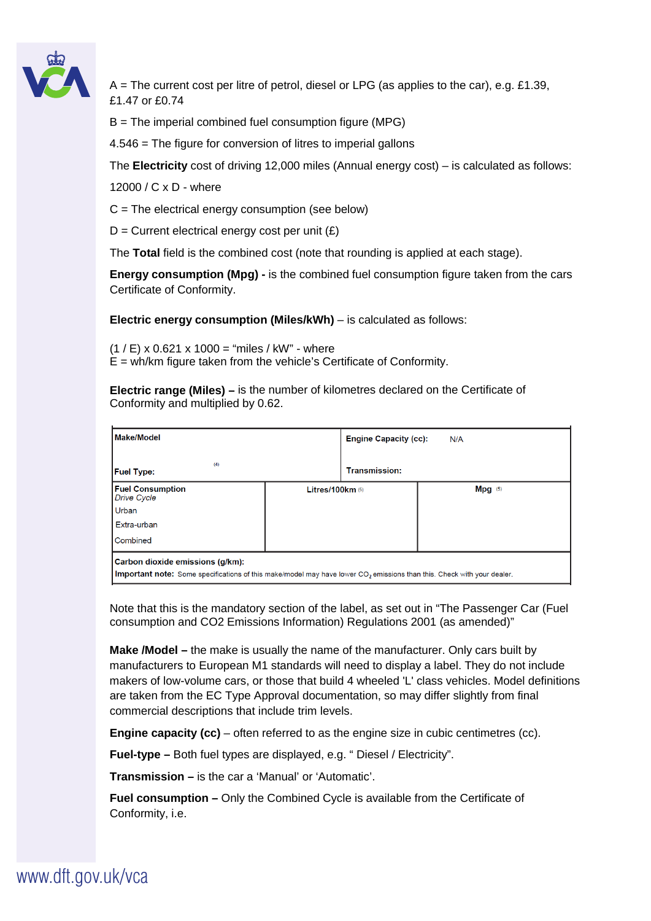A = The current cost per litre of petrol, diesel or LPG (as applies to the car), e.g. £1.39, £1.47 or £0.74

B = The imperial combined fuel consumption figure (MPG)

4.546 = The figure for conversion of litres to imperial gallons

The **Electricity** cost of driving 12,000 miles (Annual energy cost) – is calculated as follows:

12000 / C x D - where

C = The electrical energy consumption (see below)

D = Current electrical energy cost per unit (£)

The **Total** field is the combined cost (note that rounding is applied at each stage).

**Energy consumption (Mpg) -** is the combined fuel consumption figure taken from the cars Certificate of Conformity.

**Electric energy consumption (Miles/kWh)** – is calculated as follows:

(1 / E) x 0.621 x 1000 = "miles / kW" - where
E = wh/km figure taken from the vehicle's Certificate of Conformity.

**Electric range (Miles) –** is the number of kilometres declared on the Certificate of Conformity and multiplied by 0.62.

| **Make/Model** <br> **Fuel Type:** (4) | | **Engine Capacity (cc):** N/A <br> **Transmission:** |
|---|---|---|
| **Fuel Consumption** <br> *Drive Cycle* <br> Urban <br> Extra-urban <br> Combined | **Litres/100km** (5) | **Mpg** (5) |
| **Carbon dioxide emissions (g/km):** <br> **Important note:** Some specifications of this make/model may have lower $CO_2$ emissions than this. Check with your dealer. | | |

Note that this is the mandatory section of the label, as set out in "The Passenger Car (Fuel consumption and CO2 Emissions Information) Regulations 2001 (as amended)"

**Make /Model –** the make is usually the name of the manufacturer. Only cars built by manufacturers to European M1 standards will need to display a label. They do not include makers of low-volume cars, or those that build 4 wheeled 'L' class vehicles. Model definitions are taken from the EC Type Approval documentation, so may differ slightly from final commercial descriptions that include trim levels.

**Engine capacity (cc)** – often referred to as the engine size in cubic centimetres (cc).

**Fuel-type –** Both fuel types are displayed, e.g. " Diesel / Electricity".

**Transmission –** is the car a 'Manual' or 'Automatic'.

**Fuel consumption –** Only the Combined Cycle is available from the Certificate of Conformity, i.e.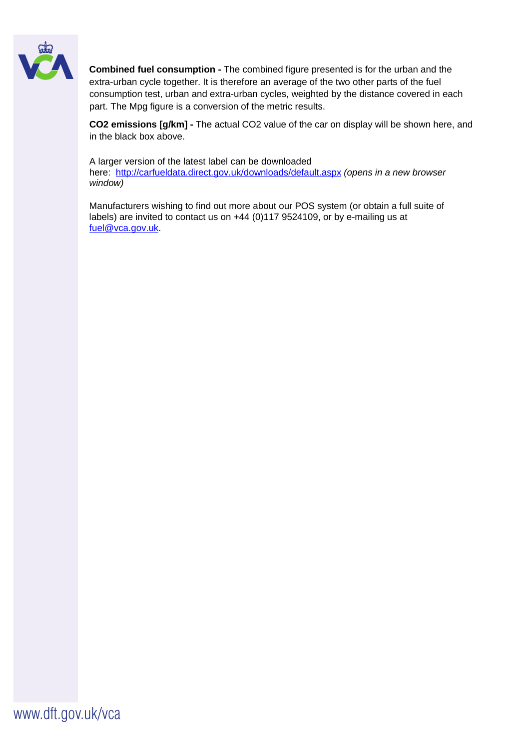**Combined fuel consumption -** The combined figure presented is for the urban and the extra-urban cycle together. It is therefore an average of the two other parts of the fuel consumption test, urban and extra-urban cycles, weighted by the distance covered in each part. The Mpg figure is a conversion of the metric results.

**CO2 emissions [g/km] -** The actual CO2 value of the car on display will be shown here, and in the black box above.

A larger version of the latest label can be downloaded here: http://carfueldata.direct.gov.uk/downloads/default.aspx *(opens in a new browser window)*

Manufacturers wishing to find out more about our POS system (or obtain a full suite of labels) are invited to contact us on +44 (0)117 9524109, or by e-mailing us at fuel@vca.gov.uk.

www.dft.gov.uk/vca